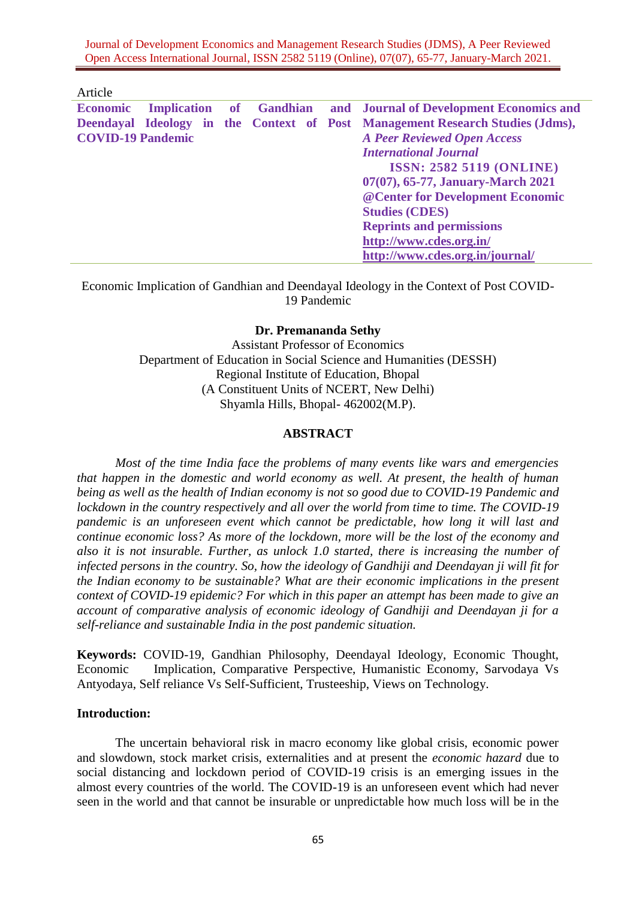Article

**Economic Implication of Gandhian and Deendayal Ideology in the Context of Post COVID-19 Pandemic**

**Journal of Development Economics and Management Research Studies (Jdms),** ***A Peer Reviewed Open Access International Journal***
**ISSN: 2582 5119 (ONLINE)**
**07(07), 65-77, January-March 2021**
**@Center for Development Economic Studies (CDES)**
**Reprints and permissions**
**http://www.cdes.org.in/**
**http://www.cdes.org.in/journal/**

# Economic Implication of Gandhian and Deendayal Ideology in the Context of Post COVID-19 Pandemic

**Dr. Premananda Sethy**
Assistant Professor of Economics
Department of Education in Social Science and Humanities (DESSH)
Regional Institute of Education, Bhopal
(A Constituent Units of NCERT, New Delhi)
Shyamla Hills, Bhopal- 462002(M.P).

## ABSTRACT

*Most of the time India face the problems of many events like wars and emergencies that happen in the domestic and world economy as well. At present, the health of human being as well as the health of Indian economy is not so good due to COVID-19 Pandemic and lockdown in the country respectively and all over the world from time to time. The COVID-19 pandemic is an unforeseen event which cannot be predictable, how long it will last and continue economic loss? As more of the lockdown, more will be the lost of the economy and also it is not insurable. Further, as unlock 1.0 started, there is increasing the number of infected persons in the country. So, how the ideology of Gandhiji and Deendayan ji will fit for the Indian economy to be sustainable? What are their economic implications in the present context of COVID-19 epidemic? For which in this paper an attempt has been made to give an account of comparative analysis of economic ideology of Gandhiji and Deendayan ji for a self-reliance and sustainable India in the post pandemic situation.*

**Keywords:** COVID-19, Gandhian Philosophy, Deendayal Ideology, Economic Thought, Economic Implication, Comparative Perspective, Humanistic Economy, Sarvodaya Vs Antyodaya, Self reliance Vs Self-Sufficient, Trusteeship, Views on Technology.

## Introduction:

The uncertain behavioral risk in macro economy like global crisis, economic power and slowdown, stock market crisis, externalities and at present the *economic hazard* due to social distancing and lockdown period of COVID-19 crisis is an emerging issues in the almost every countries of the world. The COVID-19 is an unforeseen event which had never seen in the world and that cannot be insurable or unpredictable how much loss will be in the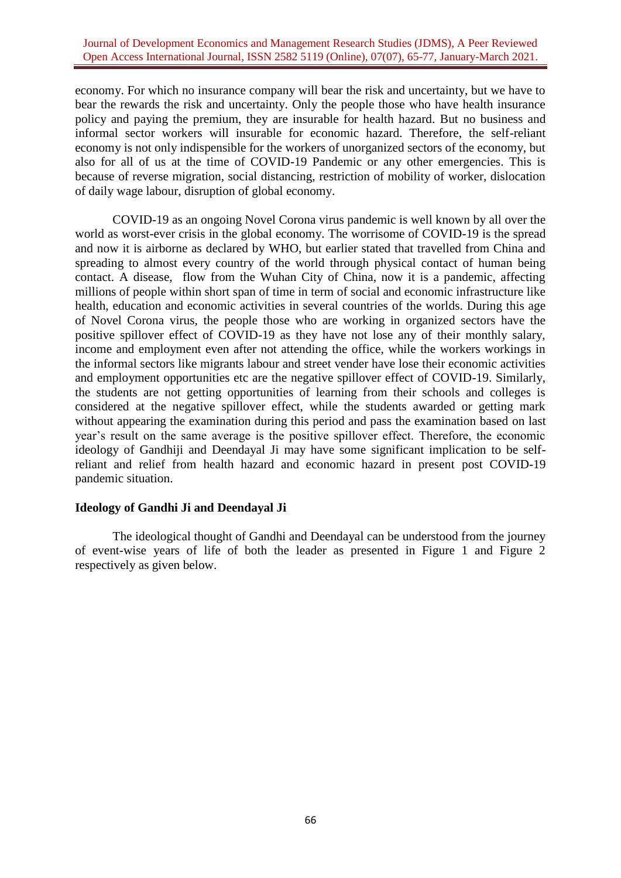economy. For which no insurance company will bear the risk and uncertainty, but we have to bear the rewards the risk and uncertainty. Only the people those who have health insurance policy and paying the premium, they are insurable for health hazard. But no business and informal sector workers will insurable for economic hazard. Therefore, the self-reliant economy is not only indispensible for the workers of unorganized sectors of the economy, but also for all of us at the time of COVID-19 Pandemic or any other emergencies. This is because of reverse migration, social distancing, restriction of mobility of worker, dislocation of daily wage labour, disruption of global economy.

COVID-19 as an ongoing Novel Corona virus pandemic is well known by all over the world as worst-ever crisis in the global economy. The worrisome of COVID-19 is the spread and now it is airborne as declared by WHO, but earlier stated that travelled from China and spreading to almost every country of the world through physical contact of human being contact. A disease, flow from the Wuhan City of China, now it is a pandemic, affecting millions of people within short span of time in term of social and economic infrastructure like health, education and economic activities in several countries of the worlds. During this age of Novel Corona virus, the people those who are working in organized sectors have the positive spillover effect of COVID-19 as they have not lose any of their monthly salary, income and employment even after not attending the office, while the workers workings in the informal sectors like migrants labour and street vender have lose their economic activities and employment opportunities etc are the negative spillover effect of COVID-19. Similarly, the students are not getting opportunities of learning from their schools and colleges is considered at the negative spillover effect, while the students awarded or getting mark without appearing the examination during this period and pass the examination based on last year's result on the same average is the positive spillover effect. Therefore, the economic ideology of Gandhiji and Deendayal Ji may have some significant implication to be self-reliant and relief from health hazard and economic hazard in present post COVID-19 pandemic situation.

## Ideology of Gandhi Ji and Deendayal Ji

The ideological thought of Gandhi and Deendayal can be understood from the journey of event-wise years of life of both the leader as presented in Figure 1 and Figure 2 respectively as given below.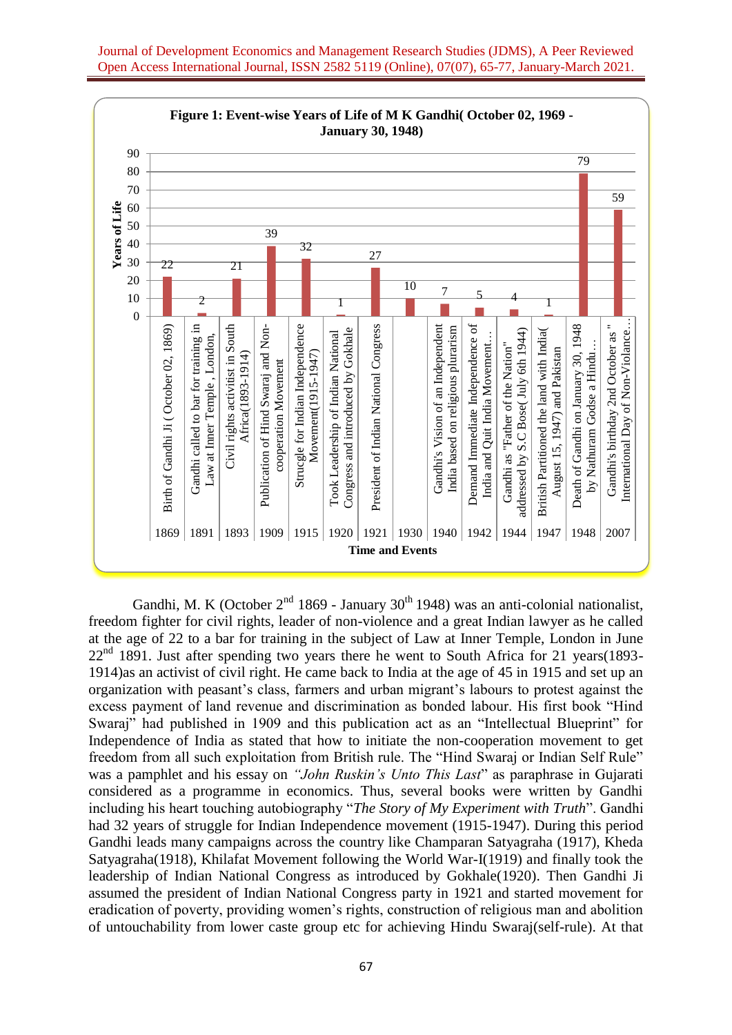**Figure 1: Event-wise Years of Life of M K Gandhi( October 02, 1969 - January 30, 1948)**

| Time | Events | Years of Life |
|---|---|---|
| 1869 | Birth of Gandhi Ji ( October 02, 1869) | 22 |
| 1891 | Gandhi called to bar for training in Law at Inner Temple , London, | 2 |
| 1893 | Civil rights activitist in South Africa(1893-1914) | 21 |
| 1909 | Publication of Hind Swaraj and Non-cooperation Movement | 39 |
| 1915 | Strucgle for Indian Independence Movement(1915-1947) | 32 |
| 1920 | Took Leadership of Indian National Congress and introduced by Gokhale | 1 |
| 1921 | President of Indian National Congress | 27 |
| 1930 | | 10 |
| 1940 | Gandhi's Vision of an Independent India based on religious pluralism | 7 |
| 1942 | Demand Immediate Independence of India and Quit India Movement… | 5 |
| 1944 | Gandhi as "Father of the Nation" addressed by S.C Bose( July 6th 1944) | 4 |
| 1947 | British Partitioned the land with India( August 15, 1947) and Pakistan | 1 |
| 1948 | Death of Gandhi on January 30, 1948 by Nathuram Godse a Hindu… | 79 |
| 2007 | Gandhi's birthday 2nd October as " International Day of Non-Violence… | 59 |

Gandhi, M. K (October 2nd 1869 - January 30th 1948) was an anti-colonial nationalist, freedom fighter for civil rights, leader of non-violence and a great Indian lawyer as he called at the age of 22 to a bar for training in the subject of Law at Inner Temple, London in June 22nd 1891. Just after spending two years there he went to South Africa for 21 years(1893-1914)as an activist of civil right. He came back to India at the age of 45 in 1915 and set up an organization with peasant's class, farmers and urban migrant's labours to protest against the excess payment of land revenue and discrimination as bonded labour. His first book "Hind Swaraj" had published in 1909 and this publication act as an "Intellectual Blueprint" for Independence of India as stated that how to initiate the non-cooperation movement to get freedom from all such exploitation from British rule. The "Hind Swaraj or Indian Self Rule" was a pamphlet and his essay on *"John Ruskin's Unto This Last*" as paraphrase in Gujarati considered as a programme in economics. Thus, several books were written by Gandhi including his heart touching autobiography "*The Story of My Experiment with Truth*". Gandhi had 32 years of struggle for Indian Independence movement (1915-1947). During this period Gandhi leads many campaigns across the country like Champaran Satyagraha (1917), Kheda Satyagraha(1918), Khilafat Movement following the World War-I(1919) and finally took the leadership of Indian National Congress as introduced by Gokhale(1920). Then Gandhi Ji assumed the president of Indian National Congress party in 1921 and started movement for eradication of poverty, providing women's rights, construction of religious man and abolition of untouchability from lower caste group etc for achieving Hindu Swaraj(self-rule). At that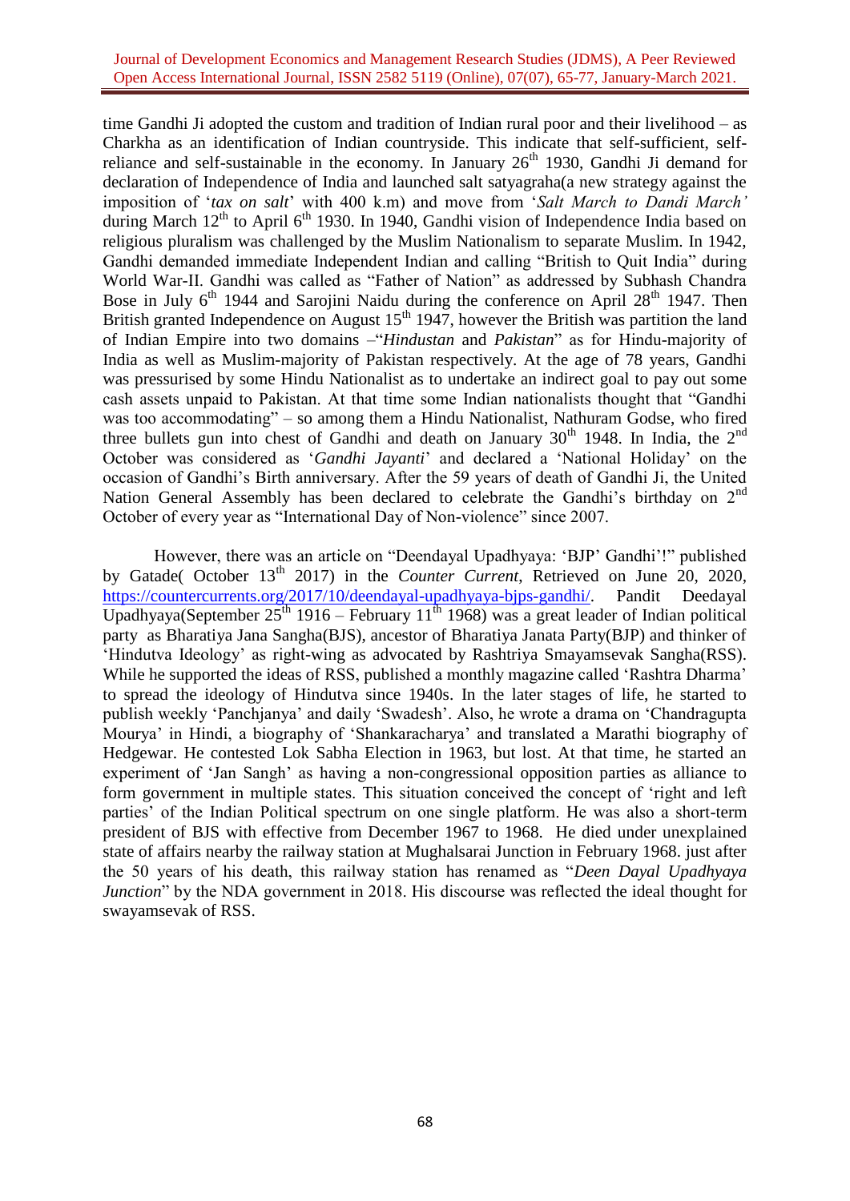time Gandhi Ji adopted the custom and tradition of Indian rural poor and their livelihood – as Charkha as an identification of Indian countryside. This indicate that self-sufficient, self-reliance and self-sustainable in the economy. In January 26th 1930, Gandhi Ji demand for declaration of Independence of India and launched salt satyagraha(a new strategy against the imposition of '*tax on salt*' with 400 k.m) and move from '*Salt March to Dandi March'* during March 12th to April 6th 1930. In 1940, Gandhi vision of Independence India based on religious pluralism was challenged by the Muslim Nationalism to separate Muslim. In 1942, Gandhi demanded immediate Independent Indian and calling "British to Quit India" during World War-II. Gandhi was called as "Father of Nation" as addressed by Subhash Chandra Bose in July 6th 1944 and Sarojini Naidu during the conference on April 28th 1947. Then British granted Independence on August 15th 1947, however the British was partition the land of Indian Empire into two domains –"*Hindustan* and *Pakistan*" as for Hindu-majority of India as well as Muslim-majority of Pakistan respectively. At the age of 78 years, Gandhi was pressurised by some Hindu Nationalist as to undertake an indirect goal to pay out some cash assets unpaid to Pakistan. At that time some Indian nationalists thought that "Gandhi was too accommodating" – so among them a Hindu Nationalist, Nathuram Godse, who fired three bullets gun into chest of Gandhi and death on January 30th 1948. In India, the 2nd October was considered as '*Gandhi Jayanti*' and declared a 'National Holiday' on the occasion of Gandhi's Birth anniversary. After the 59 years of death of Gandhi Ji, the United Nation General Assembly has been declared to celebrate the Gandhi's birthday on 2nd October of every year as "International Day of Non-violence" since 2007.

However, there was an article on "Deendayal Upadhyaya: 'BJP' Gandhi'!" published by Gatade( October 13th 2017) in the *Counter Current*, Retrieved on June 20, 2020, https://countercurrents.org/2017/10/deendayal-upadhyaya-bjps-gandhi/. Pandit Deedayal Upadhyaya(September 25th 1916 – February 11th 1968) was a great leader of Indian political party as Bharatiya Jana Sangha(BJS), ancestor of Bharatiya Janata Party(BJP) and thinker of 'Hindutva Ideology' as right-wing as advocated by Rashtriya Smayamsevak Sangha(RSS). While he supported the ideas of RSS, published a monthly magazine called 'Rashtra Dharma' to spread the ideology of Hindutva since 1940s. In the later stages of life, he started to publish weekly 'Panchjanya' and daily 'Swadesh'. Also, he wrote a drama on 'Chandragupta Mourya' in Hindi, a biography of 'Shankaracharya' and translated a Marathi biography of Hedgewar. He contested Lok Sabha Election in 1963, but lost. At that time, he started an experiment of 'Jan Sangh' as having a non-congressional opposition parties as alliance to form government in multiple states. This situation conceived the concept of 'right and left parties' of the Indian Political spectrum on one single platform. He was also a short-term president of BJS with effective from December 1967 to 1968. He died under unexplained state of affairs nearby the railway station at Mughalsarai Junction in February 1968. just after the 50 years of his death, this railway station has renamed as "*Deen Dayal Upadhyaya Junction*" by the NDA government in 2018. His discourse was reflected the ideal thought for swayamsevak of RSS.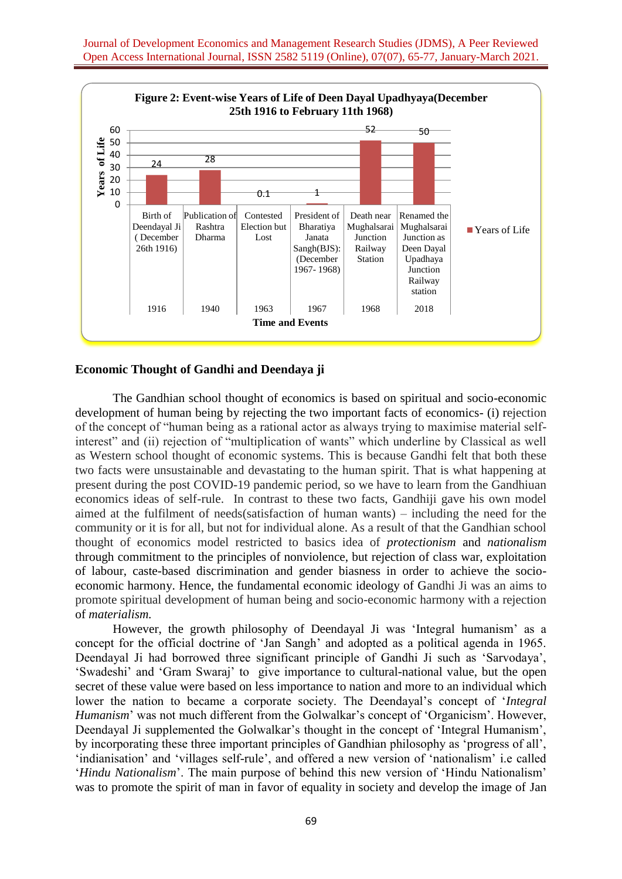**Figure 2: Event-wise Years of Life of Deen Dayal Upadhyaya(December 25th 1916 to February 11th 1968)**

| Time and Events | Years of Life |
|---|---|
| Birth of Deendayal Ji ( December 26th 1916) — 1916 | 24 |
| Publication of Rashtra Dharma — 1940 | 28 |
| Contested Election but Lost — 1963 | 0.1 |
| President of Bharatiya Janata Sangh(BJS): (December 1967- 1968) — 1967 | 1 |
| Death near Mughalsarai Junction Railway Station — 1968 | 52 |
| Renamed the Mughalsarai Junction as Deen Dayal Upadhaya Junction Railway station — 2018 | 50 |

## Economic Thought of Gandhi and Deendaya ji

The Gandhian school thought of economics is based on spiritual and socio-economic development of human being by rejecting the two important facts of economics- (i) rejection of the concept of "human being as a rational actor as always trying to maximise material self-interest" and (ii) rejection of "multiplication of wants" which underline by Classical as well as Western school thought of economic systems. This is because Gandhi felt that both these two facts were unsustainable and devastating to the human spirit. That is what happening at present during the post COVID-19 pandemic period, so we have to learn from the Gandhiuan economics ideas of self-rule. In contrast to these two facts, Gandhiji gave his own model aimed at the fulfilment of needs(satisfaction of human wants) – including the need for the community or it is for all, but not for individual alone. As a result of that the Gandhian school thought of economics model restricted to basics idea of *protectionism* and *nationalism* through commitment to the principles of nonviolence, but rejection of class war, exploitation of labour, caste-based discrimination and gender biasness in order to achieve the socio-economic harmony. Hence, the fundamental economic ideology of Gandhi Ji was an aims to promote spiritual development of human being and socio-economic harmony with a rejection of *materialism.*

However, the growth philosophy of Deendayal Ji was 'Integral humanism' as a concept for the official doctrine of 'Jan Sangh' and adopted as a political agenda in 1965. Deendayal Ji had borrowed three significant principle of Gandhi Ji such as 'Sarvodaya', 'Swadeshi' and 'Gram Swaraj' to give importance to cultural-national value, but the open secret of these value were based on less importance to nation and more to an individual which lower the nation to became a corporate society. The Deendayal's concept of '*Integral Humanism*' was not much different from the Golwalkar's concept of 'Organicism'. However, Deendayal Ji supplemented the Golwalkar's thought in the concept of 'Integral Humanism', by incorporating these three important principles of Gandhian philosophy as 'progress of all', 'indianisation' and 'villages self-rule', and offered a new version of 'nationalism' i.e called '*Hindu Nationalism*'. The main purpose of behind this new version of 'Hindu Nationalism' was to promote the spirit of man in favor of equality in society and develop the image of Jan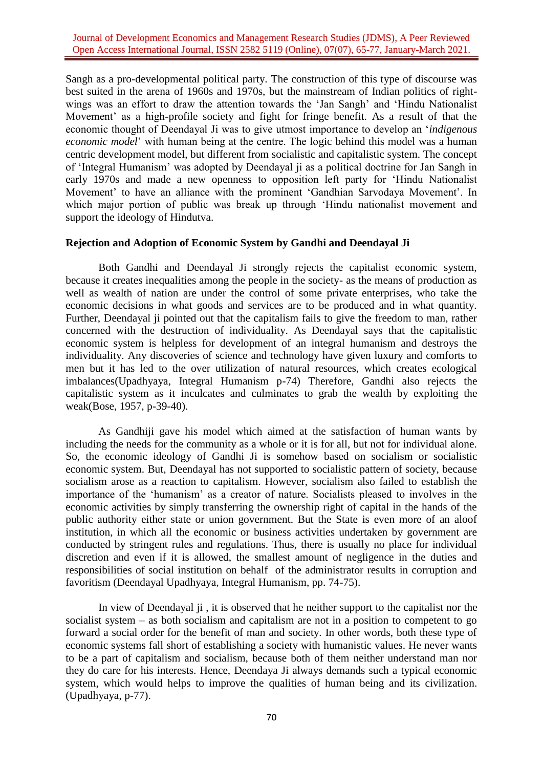Sangh as a pro-developmental political party. The construction of this type of discourse was best suited in the arena of 1960s and 1970s, but the mainstream of Indian politics of right-wings was an effort to draw the attention towards the 'Jan Sangh' and 'Hindu Nationalist Movement' as a high-profile society and fight for fringe benefit. As a result of that the economic thought of Deendayal Ji was to give utmost importance to develop an '*indigenous economic model*' with human being at the centre. The logic behind this model was a human centric development model, but different from socialistic and capitalistic system. The concept of 'Integral Humanism' was adopted by Deendayal ji as a political doctrine for Jan Sangh in early 1970s and made a new openness to opposition left party for 'Hindu Nationalist Movement' to have an alliance with the prominent 'Gandhian Sarvodaya Movement'. In which major portion of public was break up through 'Hindu nationalist movement and support the ideology of Hindutva.

**Rejection and Adoption of Economic System by Gandhi and Deendayal Ji**

Both Gandhi and Deendayal Ji strongly rejects the capitalist economic system, because it creates inequalities among the people in the society- as the means of production as well as wealth of nation are under the control of some private enterprises, who take the economic decisions in what goods and services are to be produced and in what quantity. Further, Deendayal ji pointed out that the capitalism fails to give the freedom to man, rather concerned with the destruction of individuality. As Deendayal says that the capitalistic economic system is helpless for development of an integral humanism and destroys the individuality. Any discoveries of science and technology have given luxury and comforts to men but it has led to the over utilization of natural resources, which creates ecological imbalances(Upadhyaya, Integral Humanism p-74) Therefore, Gandhi also rejects the capitalistic system as it inculcates and culminates to grab the wealth by exploiting the weak(Bose, 1957, p-39-40).

As Gandhiji gave his model which aimed at the satisfaction of human wants by including the needs for the community as a whole or it is for all, but not for individual alone. So, the economic ideology of Gandhi Ji is somehow based on socialism or socialistic economic system. But, Deendayal has not supported to socialistic pattern of society, because socialism arose as a reaction to capitalism. However, socialism also failed to establish the importance of the 'humanism' as a creator of nature. Socialists pleased to involves in the economic activities by simply transferring the ownership right of capital in the hands of the public authority either state or union government. But the State is even more of an aloof institution, in which all the economic or business activities undertaken by government are conducted by stringent rules and regulations. Thus, there is usually no place for individual discretion and even if it is allowed, the smallest amount of negligence in the duties and responsibilities of social institution on behalf of the administrator results in corruption and favoritism (Deendayal Upadhyaya, Integral Humanism, pp. 74-75).

In view of Deendayal ji , it is observed that he neither support to the capitalist nor the socialist system – as both socialism and capitalism are not in a position to competent to go forward a social order for the benefit of man and society. In other words, both these type of economic systems fall short of establishing a society with humanistic values. He never wants to be a part of capitalism and socialism, because both of them neither understand man nor they do care for his interests. Hence, Deendaya Ji always demands such a typical economic system, which would helps to improve the qualities of human being and its civilization. (Upadhyaya, p-77).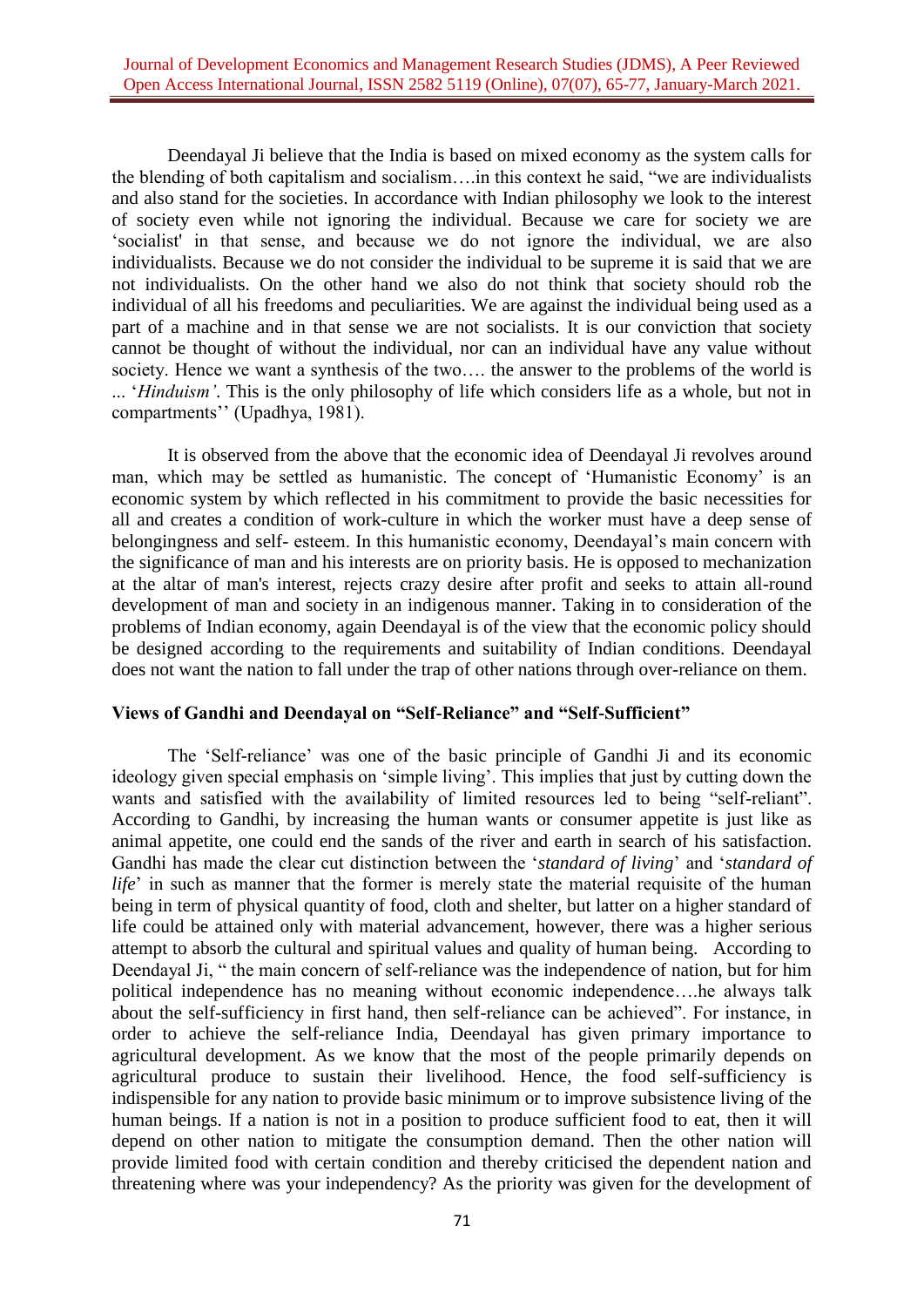Deendayal Ji believe that the India is based on mixed economy as the system calls for the blending of both capitalism and socialism….in this context he said, "we are individualists and also stand for the societies. In accordance with Indian philosophy we look to the interest of society even while not ignoring the individual. Because we care for society we are 'socialist' in that sense, and because we do not ignore the individual, we are also individualists. Because we do not consider the individual to be supreme it is said that we are not individualists. On the other hand we also do not think that society should rob the individual of all his freedoms and peculiarities. We are against the individual being used as a part of a machine and in that sense we are not socialists. It is our conviction that society cannot be thought of without the individual, nor can an individual have any value without society. Hence we want a synthesis of the two…. the answer to the problems of the world is ... '*Hinduism'*. This is the only philosophy of life which considers life as a whole, but not in compartments'' (Upadhya, 1981).

It is observed from the above that the economic idea of Deendayal Ji revolves around man, which may be settled as humanistic. The concept of 'Humanistic Economy' is an economic system by which reflected in his commitment to provide the basic necessities for all and creates a condition of work-culture in which the worker must have a deep sense of belongingness and self- esteem. In this humanistic economy, Deendayal's main concern with the significance of man and his interests are on priority basis. He is opposed to mechanization at the altar of man's interest, rejects crazy desire after profit and seeks to attain all-round development of man and society in an indigenous manner. Taking in to consideration of the problems of Indian economy, again Deendayal is of the view that the economic policy should be designed according to the requirements and suitability of Indian conditions. Deendayal does not want the nation to fall under the trap of other nations through over-reliance on them.

**Views of Gandhi and Deendayal on "Self-Reliance" and "Self-Sufficient"**

The 'Self-reliance' was one of the basic principle of Gandhi Ji and its economic ideology given special emphasis on 'simple living'. This implies that just by cutting down the wants and satisfied with the availability of limited resources led to being "self-reliant". According to Gandhi, by increasing the human wants or consumer appetite is just like as animal appetite, one could end the sands of the river and earth in search of his satisfaction. Gandhi has made the clear cut distinction between the '*standard of living*' and '*standard of life*' in such as manner that the former is merely state the material requisite of the human being in term of physical quantity of food, cloth and shelter, but latter on a higher standard of life could be attained only with material advancement, however, there was a higher serious attempt to absorb the cultural and spiritual values and quality of human being. According to Deendayal Ji, " the main concern of self-reliance was the independence of nation, but for him political independence has no meaning without economic independence….he always talk about the self-sufficiency in first hand, then self-reliance can be achieved". For instance, in order to achieve the self-reliance India, Deendayal has given primary importance to agricultural development. As we know that the most of the people primarily depends on agricultural produce to sustain their livelihood. Hence, the food self-sufficiency is indispensible for any nation to provide basic minimum or to improve subsistence living of the human beings. If a nation is not in a position to produce sufficient food to eat, then it will depend on other nation to mitigate the consumption demand. Then the other nation will provide limited food with certain condition and thereby criticised the dependent nation and threatening where was your independency? As the priority was given for the development of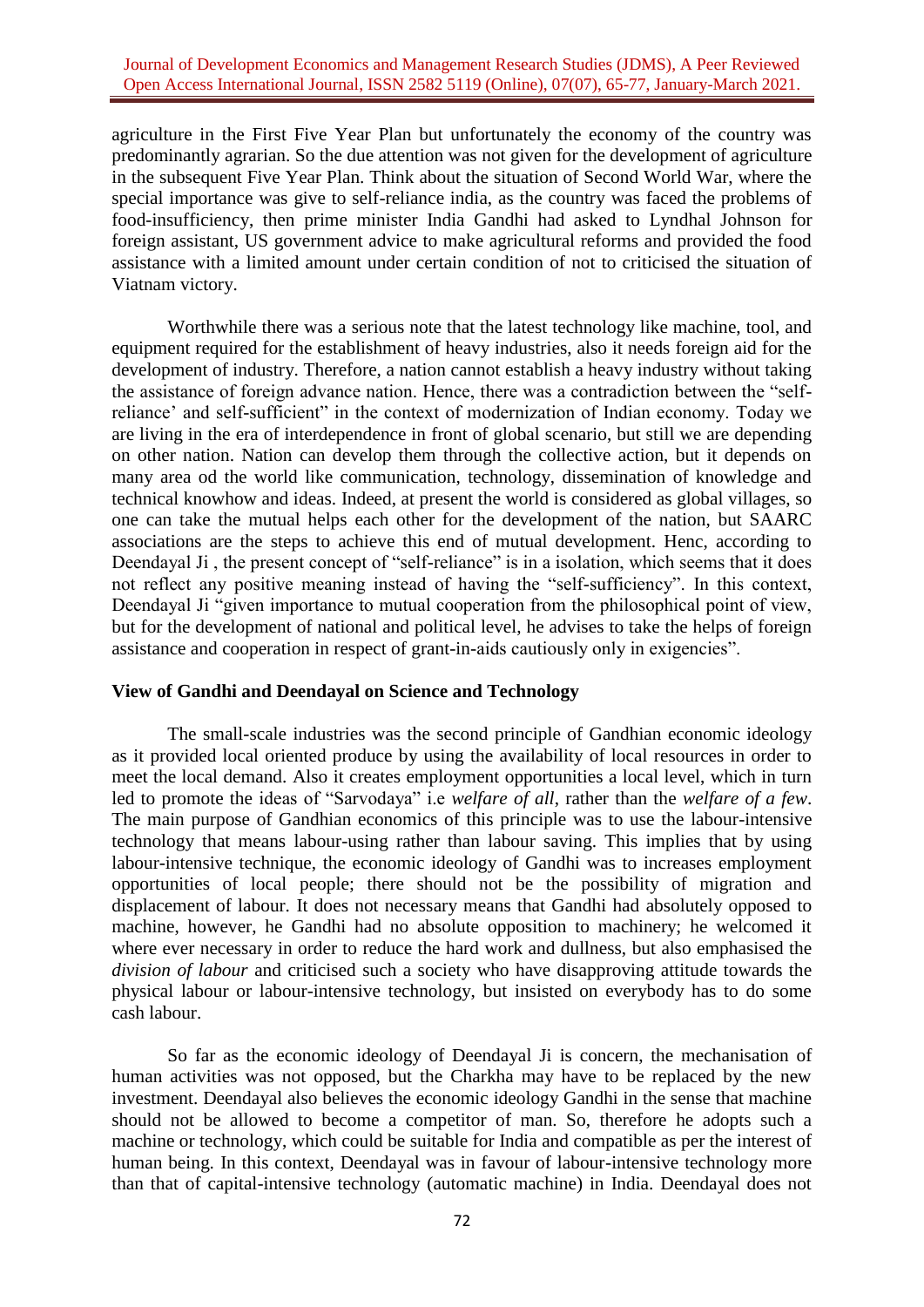agriculture in the First Five Year Plan but unfortunately the economy of the country was predominantly agrarian. So the due attention was not given for the development of agriculture in the subsequent Five Year Plan. Think about the situation of Second World War, where the special importance was give to self-reliance india, as the country was faced the problems of food-insufficiency, then prime minister India Gandhi had asked to Lyndhal Johnson for foreign assistant, US government advice to make agricultural reforms and provided the food assistance with a limited amount under certain condition of not to criticised the situation of Viatnam victory.

Worthwhile there was a serious note that the latest technology like machine, tool, and equipment required for the establishment of heavy industries, also it needs foreign aid for the development of industry. Therefore, a nation cannot establish a heavy industry without taking the assistance of foreign advance nation. Hence, there was a contradiction between the "self-reliance' and self-sufficient" in the context of modernization of Indian economy. Today we are living in the era of interdependence in front of global scenario, but still we are depending on other nation. Nation can develop them through the collective action, but it depends on many area od the world like communication, technology, dissemination of knowledge and technical knowhow and ideas. Indeed, at present the world is considered as global villages, so one can take the mutual helps each other for the development of the nation, but SAARC associations are the steps to achieve this end of mutual development. Henc, according to Deendayal Ji , the present concept of "self-reliance" is in a isolation, which seems that it does not reflect any positive meaning instead of having the "self-sufficiency". In this context, Deendayal Ji "given importance to mutual cooperation from the philosophical point of view, but for the development of national and political level, he advises to take the helps of foreign assistance and cooperation in respect of grant-in-aids cautiously only in exigencies".

## View of Gandhi and Deendayal on Science and Technology

The small-scale industries was the second principle of Gandhian economic ideology as it provided local oriented produce by using the availability of local resources in order to meet the local demand. Also it creates employment opportunities a local level, which in turn led to promote the ideas of "Sarvodaya" i.e *welfare of all*, rather than the *welfare of a few*. The main purpose of Gandhian economics of this principle was to use the labour-intensive technology that means labour-using rather than labour saving. This implies that by using labour-intensive technique, the economic ideology of Gandhi was to increases employment opportunities of local people; there should not be the possibility of migration and displacement of labour. It does not necessary means that Gandhi had absolutely opposed to machine, however, he Gandhi had no absolute opposition to machinery; he welcomed it where ever necessary in order to reduce the hard work and dullness, but also emphasised the *division of labour* and criticised such a society who have disapproving attitude towards the physical labour or labour-intensive technology, but insisted on everybody has to do some cash labour.

So far as the economic ideology of Deendayal Ji is concern, the mechanisation of human activities was not opposed, but the Charkha may have to be replaced by the new investment. Deendayal also believes the economic ideology Gandhi in the sense that machine should not be allowed to become a competitor of man. So, therefore he adopts such a machine or technology, which could be suitable for India and compatible as per the interest of human being. In this context, Deendayal was in favour of labour-intensive technology more than that of capital-intensive technology (automatic machine) in India. Deendayal does not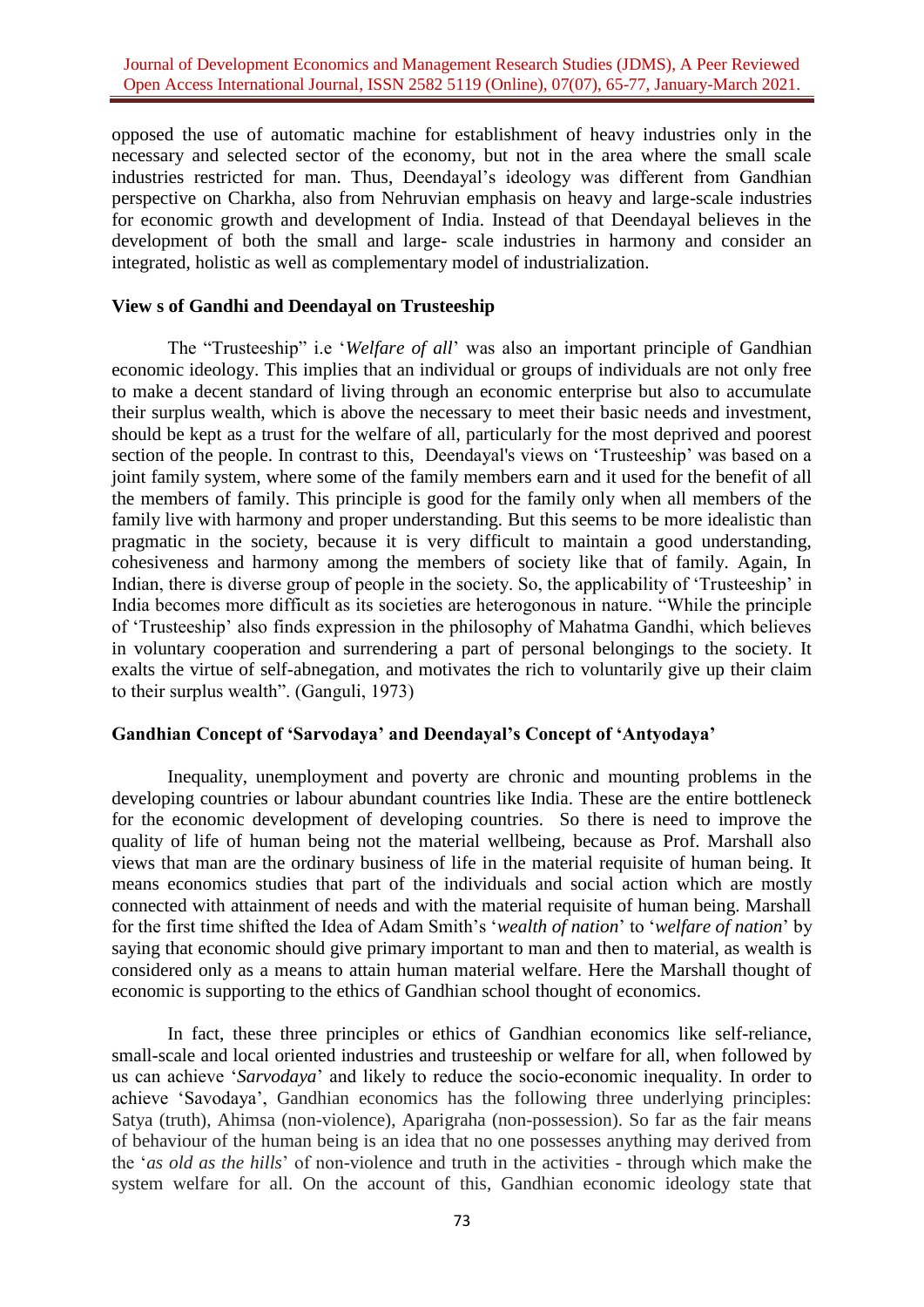opposed the use of automatic machine for establishment of heavy industries only in the necessary and selected sector of the economy, but not in the area where the small scale industries restricted for man. Thus, Deendayal's ideology was different from Gandhian perspective on Charkha, also from Nehruvian emphasis on heavy and large-scale industries for economic growth and development of India. Instead of that Deendayal believes in the development of both the small and large- scale industries in harmony and consider an integrated, holistic as well as complementary model of industrialization.

### View s of Gandhi and Deendayal on Trusteeship

The "Trusteeship" i.e '*Welfare of all*' was also an important principle of Gandhian economic ideology. This implies that an individual or groups of individuals are not only free to make a decent standard of living through an economic enterprise but also to accumulate their surplus wealth, which is above the necessary to meet their basic needs and investment, should be kept as a trust for the welfare of all, particularly for the most deprived and poorest section of the people. In contrast to this, Deendayal's views on 'Trusteeship' was based on a joint family system, where some of the family members earn and it used for the benefit of all the members of family. This principle is good for the family only when all members of the family live with harmony and proper understanding. But this seems to be more idealistic than pragmatic in the society, because it is very difficult to maintain a good understanding, cohesiveness and harmony among the members of society like that of family. Again, In Indian, there is diverse group of people in the society. So, the applicability of 'Trusteeship' in India becomes more difficult as its societies are heterogonous in nature. "While the principle of 'Trusteeship' also finds expression in the philosophy of Mahatma Gandhi, which believes in voluntary cooperation and surrendering a part of personal belongings to the society. It exalts the virtue of self-abnegation, and motivates the rich to voluntarily give up their claim to their surplus wealth". (Ganguli, 1973)

### Gandhian Concept of 'Sarvodaya' and Deendayal's Concept of 'Antyodaya'

Inequality, unemployment and poverty are chronic and mounting problems in the developing countries or labour abundant countries like India. These are the entire bottleneck for the economic development of developing countries. So there is need to improve the quality of life of human being not the material wellbeing, because as Prof. Marshall also views that man are the ordinary business of life in the material requisite of human being. It means economics studies that part of the individuals and social action which are mostly connected with attainment of needs and with the material requisite of human being. Marshall for the first time shifted the Idea of Adam Smith's '*wealth of nation*' to '*welfare of nation*' by saying that economic should give primary important to man and then to material, as wealth is considered only as a means to attain human material welfare. Here the Marshall thought of economic is supporting to the ethics of Gandhian school thought of economics.

In fact, these three principles or ethics of Gandhian economics like self-reliance, small-scale and local oriented industries and trusteeship or welfare for all, when followed by us can achieve '*Sarvodaya*' and likely to reduce the socio-economic inequality. In order to achieve 'Savodaya', Gandhian economics has the following three underlying principles: Satya (truth), Ahimsa (non-violence), Aparigraha (non-possession). So far as the fair means of behaviour of the human being is an idea that no one possesses anything may derived from the '*as old as the hills*' of non-violence and truth in the activities - through which make the system welfare for all. On the account of this, Gandhian economic ideology state that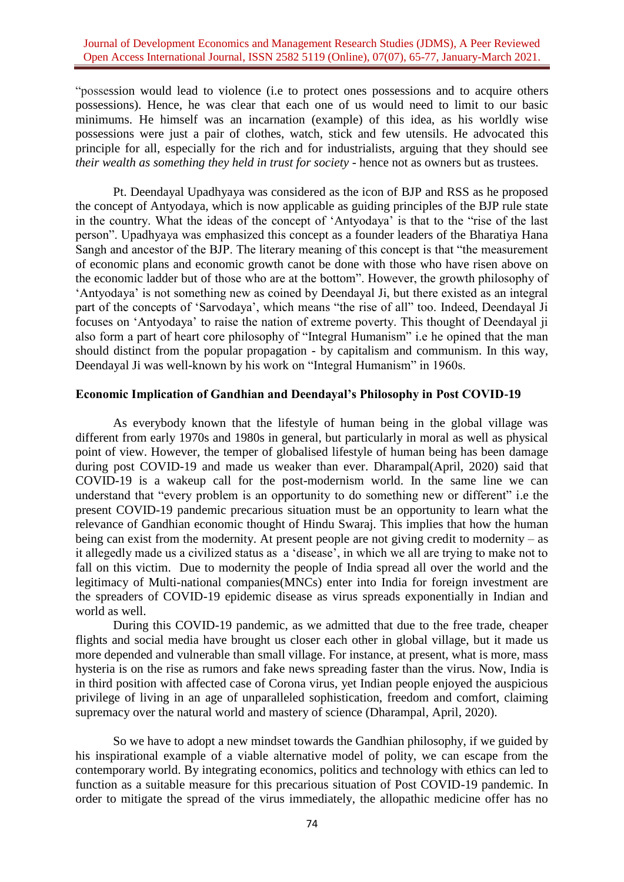"possession would lead to violence (i.e to protect ones possessions and to acquire others possessions). Hence, he was clear that each one of us would need to limit to our basic minimums. He himself was an incarnation (example) of this idea, as his worldly wise possessions were just a pair of clothes, watch, stick and few utensils. He advocated this principle for all, especially for the rich and for industrialists, arguing that they should see *their wealth as something they held in trust for society* - hence not as owners but as trustees.

Pt. Deendayal Upadhyaya was considered as the icon of BJP and RSS as he proposed the concept of Antyodaya, which is now applicable as guiding principles of the BJP rule state in the country. What the ideas of the concept of 'Antyodaya' is that to the "rise of the last person". Upadhyaya was emphasized this concept as a founder leaders of the Bharatiya Hana Sangh and ancestor of the BJP. The literary meaning of this concept is that "the measurement of economic plans and economic growth canot be done with those who have risen above on the economic ladder but of those who are at the bottom". However, the growth philosophy of 'Antyodaya' is not something new as coined by Deendayal Ji, but there existed as an integral part of the concepts of 'Sarvodaya', which means "the rise of all" too. Indeed, Deendayal Ji focuses on 'Antyodaya' to raise the nation of extreme poverty. This thought of Deendayal ji also form a part of heart core philosophy of "Integral Humanism" i.e he opined that the man should distinct from the popular propagation - by capitalism and communism. In this way, Deendayal Ji was well-known by his work on "Integral Humanism" in 1960s.

## Economic Implication of Gandhian and Deendayal's Philosophy in Post COVID-19

As everybody known that the lifestyle of human being in the global village was different from early 1970s and 1980s in general, but particularly in moral as well as physical point of view. However, the temper of globalised lifestyle of human being has been damage during post COVID-19 and made us weaker than ever. Dharampal(April, 2020) said that COVID-19 is a wakeup call for the post-modernism world. In the same line we can understand that "every problem is an opportunity to do something new or different" i.e the present COVID-19 pandemic precarious situation must be an opportunity to learn what the relevance of Gandhian economic thought of Hindu Swaraj. This implies that how the human being can exist from the modernity. At present people are not giving credit to modernity – as it allegedly made us a civilized status as a 'disease', in which we all are trying to make not to fall on this victim. Due to modernity the people of India spread all over the world and the legitimacy of Multi-national companies(MNCs) enter into India for foreign investment are the spreaders of COVID-19 epidemic disease as virus spreads exponentially in Indian and world as well.

During this COVID-19 pandemic, as we admitted that due to the free trade, cheaper flights and social media have brought us closer each other in global village, but it made us more depended and vulnerable than small village. For instance, at present, what is more, mass hysteria is on the rise as rumors and fake news spreading faster than the virus. Now, India is in third position with affected case of Corona virus, yet Indian people enjoyed the auspicious privilege of living in an age of unparalleled sophistication, freedom and comfort, claiming supremacy over the natural world and mastery of science (Dharampal, April, 2020).

So we have to adopt a new mindset towards the Gandhian philosophy, if we guided by his inspirational example of a viable alternative model of polity, we can escape from the contemporary world. By integrating economics, politics and technology with ethics can led to function as a suitable measure for this precarious situation of Post COVID-19 pandemic. In order to mitigate the spread of the virus immediately, the allopathic medicine offer has no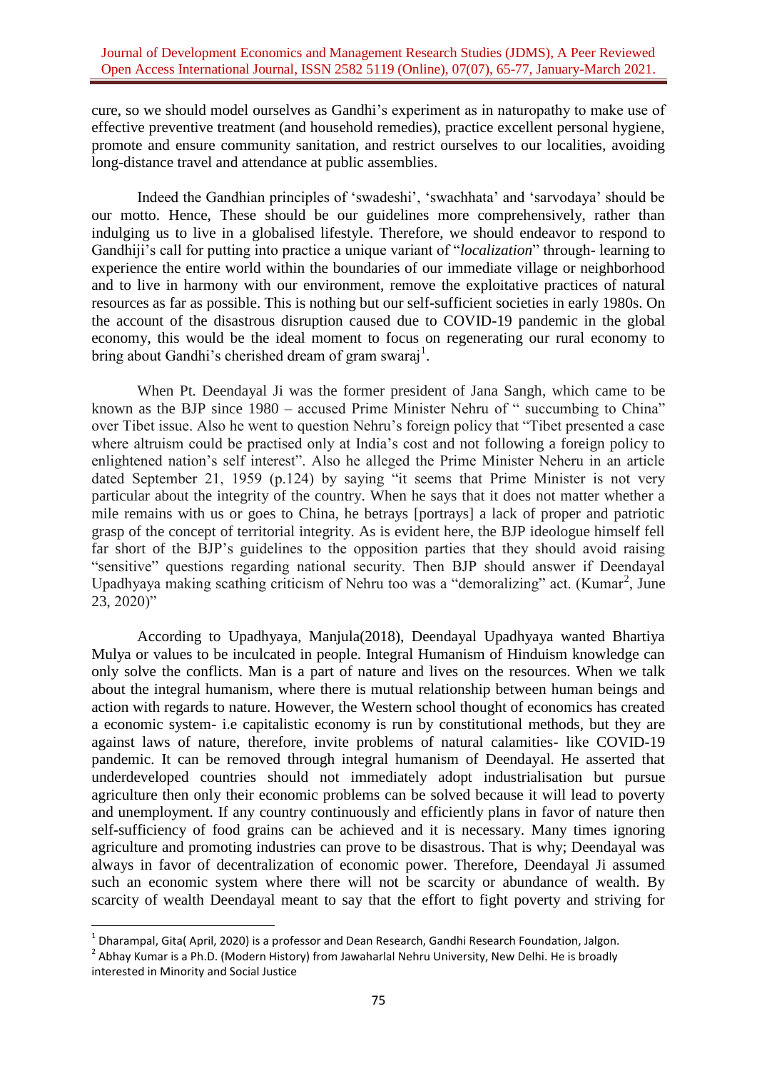cure, so we should model ourselves as Gandhi's experiment as in naturopathy to make use of effective preventive treatment (and household remedies), practice excellent personal hygiene, promote and ensure community sanitation, and restrict ourselves to our localities, avoiding long-distance travel and attendance at public assemblies.

Indeed the Gandhian principles of 'swadeshi', 'swachhata' and 'sarvodaya' should be our motto. Hence, These should be our guidelines more comprehensively, rather than indulging us to live in a globalised lifestyle. Therefore, we should endeavor to respond to Gandhiji's call for putting into practice a unique variant of "*localization*" through- learning to experience the entire world within the boundaries of our immediate village or neighborhood and to live in harmony with our environment, remove the exploitative practices of natural resources as far as possible. This is nothing but our self-sufficient societies in early 1980s. On the account of the disastrous disruption caused due to COVID-19 pandemic in the global economy, this would be the ideal moment to focus on regenerating our rural economy to bring about Gandhi's cherished dream of gram swaraj[1].

When Pt. Deendayal Ji was the former president of Jana Sangh, which came to be known as the BJP since 1980 – accused Prime Minister Nehru of " succumbing to China" over Tibet issue. Also he went to question Nehru's foreign policy that "Tibet presented a case where altruism could be practised only at India's cost and not following a foreign policy to enlightened nation's self interest". Also he alleged the Prime Minister Neheru in an article dated September 21, 1959 (p.124) by saying "it seems that Prime Minister is not very particular about the integrity of the country. When he says that it does not matter whether a mile remains with us or goes to China, he betrays [portrays] a lack of proper and patriotic grasp of the concept of territorial integrity. As is evident here, the BJP ideologue himself fell far short of the BJP's guidelines to the opposition parties that they should avoid raising "sensitive" questions regarding national security. Then BJP should answer if Deendayal Upadhyaya making scathing criticism of Nehru too was a "demoralizing" act. (Kumar[2], June 23, 2020)"

According to Upadhyaya, Manjula(2018), Deendayal Upadhyaya wanted Bhartiya Mulya or values to be inculcated in people. Integral Humanism of Hinduism knowledge can only solve the conflicts. Man is a part of nature and lives on the resources. When we talk about the integral humanism, where there is mutual relationship between human beings and action with regards to nature. However, the Western school thought of economics has created a economic system- i.e capitalistic economy is run by constitutional methods, but they are against laws of nature, therefore, invite problems of natural calamities- like COVID-19 pandemic. It can be removed through integral humanism of Deendayal. He asserted that underdeveloped countries should not immediately adopt industrialisation but pursue agriculture then only their economic problems can be solved because it will lead to poverty and unemployment. If any country continuously and efficiently plans in favor of nature then self-sufficiency of food grains can be achieved and it is necessary. Many times ignoring agriculture and promoting industries can prove to be disastrous. That is why; Deendayal was always in favor of decentralization of economic power. Therefore, Deendayal Ji assumed such an economic system where there will not be scarcity or abundance of wealth. By scarcity of wealth Deendayal meant to say that the effort to fight poverty and striving for

---

[1] Dharampal, Gita( April, 2020) is a professor and Dean Research, Gandhi Research Foundation, Jalgon.

[2] Abhay Kumar is a Ph.D. (Modern History) from Jawaharlal Nehru University, New Delhi. He is broadly interested in Minority and Social Justice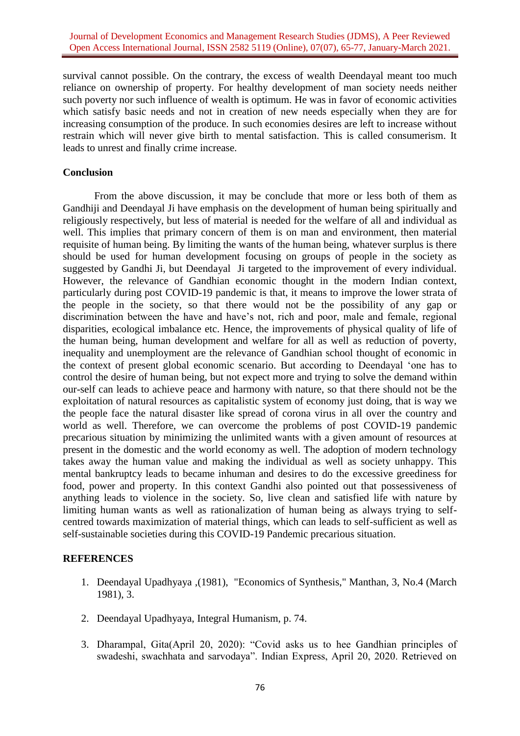survival cannot possible. On the contrary, the excess of wealth Deendayal meant too much reliance on ownership of property. For healthy development of man society needs neither such poverty nor such influence of wealth is optimum. He was in favor of economic activities which satisfy basic needs and not in creation of new needs especially when they are for increasing consumption of the produce. In such economies desires are left to increase without restrain which will never give birth to mental satisfaction. This is called consumerism. It leads to unrest and finally crime increase.

## Conclusion

From the above discussion, it may be conclude that more or less both of them as Gandhiji and Deendayal Ji have emphasis on the development of human being spiritually and religiously respectively, but less of material is needed for the welfare of all and individual as well. This implies that primary concern of them is on man and environment, then material requisite of human being. By limiting the wants of the human being, whatever surplus is there should be used for human development focusing on groups of people in the society as suggested by Gandhi Ji, but Deendayal Ji targeted to the improvement of every individual. However, the relevance of Gandhian economic thought in the modern Indian context, particularly during post COVID-19 pandemic is that, it means to improve the lower strata of the people in the society, so that there would not be the possibility of any gap or discrimination between the have and have's not, rich and poor, male and female, regional disparities, ecological imbalance etc. Hence, the improvements of physical quality of life of the human being, human development and welfare for all as well as reduction of poverty, inequality and unemployment are the relevance of Gandhian school thought of economic in the context of present global economic scenario. But according to Deendayal 'one has to control the desire of human being, but not expect more and trying to solve the demand within our-self can leads to achieve peace and harmony with nature, so that there should not be the exploitation of natural resources as capitalistic system of economy just doing, that is way we the people face the natural disaster like spread of corona virus in all over the country and world as well. Therefore, we can overcome the problems of post COVID-19 pandemic precarious situation by minimizing the unlimited wants with a given amount of resources at present in the domestic and the world economy as well. The adoption of modern technology takes away the human value and making the individual as well as society unhappy. This mental bankruptcy leads to became inhuman and desires to do the excessive greediness for food, power and property. In this context Gandhi also pointed out that possessiveness of anything leads to violence in the society. So, live clean and satisfied life with nature by limiting human wants as well as rationalization of human being as always trying to self-centred towards maximization of material things, which can leads to self-sufficient as well as self-sustainable societies during this COVID-19 Pandemic precarious situation.

## REFERENCES

1. Deendayal Upadhyaya ,(1981), "Economics of Synthesis," Manthan, 3, No.4 (March 1981), 3.
2. Deendayal Upadhyaya, Integral Humanism, p. 74.
3. Dharampal, Gita(April 20, 2020): "Covid asks us to hee Gandhian principles of swadeshi, swachhata and sarvodaya". Indian Express, April 20, 2020. Retrieved on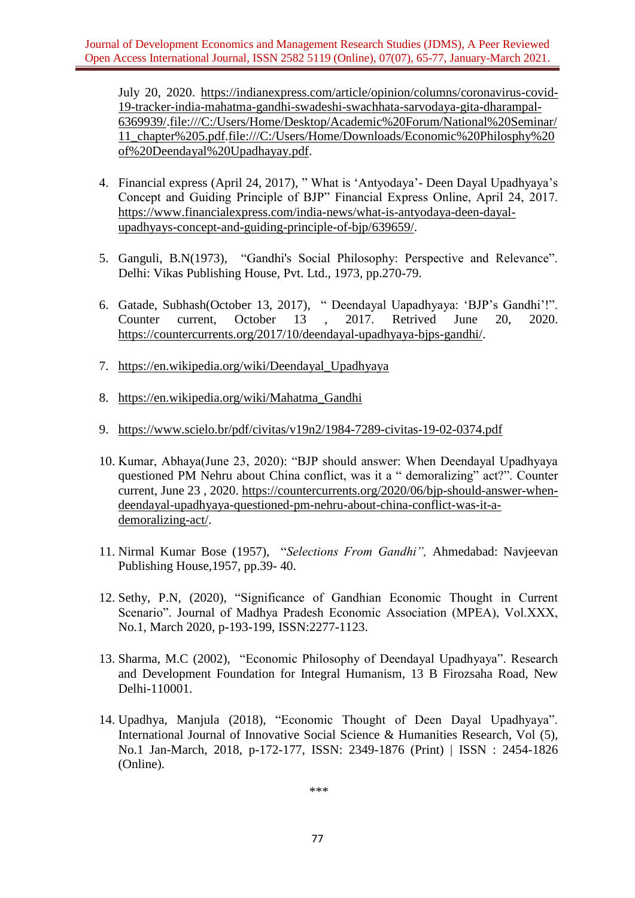July 20, 2020. https://indianexpress.com/article/opinion/columns/coronavirus-covid-19-tracker-india-mahatma-gandhi-swadeshi-swachhata-sarvodaya-gita-dharampal-6369939/.file:///C:/Users/Home/Desktop/Academic%20Forum/National%20Seminar/11_chapter%205.pdf.file:///C:/Users/Home/Downloads/Economic%20Philosphy%20of%20Deendayal%20Upadhayay.pdf.

4. Financial express (April 24, 2017), " What is 'Antyodaya'- Deen Dayal Upadhyaya's Concept and Guiding Principle of BJP" Financial Express Online, April 24, 2017. https://www.financialexpress.com/india-news/what-is-antyodaya-deen-dayal-upadhyays-concept-and-guiding-principle-of-bjp/639659/.

5. Ganguli, B.N(1973), "Gandhi's Social Philosophy: Perspective and Relevance". Delhi: Vikas Publishing House, Pvt. Ltd., 1973, pp.270-79.

6. Gatade, Subhash(October 13, 2017), " Deendayal Uapadhyaya: 'BJP's Gandhi'!". Counter current, October 13 , 2017. Retrived June 20, 2020. https://countercurrents.org/2017/10/deendayal-upadhyaya-bjps-gandhi/.

7. https://en.wikipedia.org/wiki/Deendayal_Upadhyaya

8. https://en.wikipedia.org/wiki/Mahatma_Gandhi

9. https://www.scielo.br/pdf/civitas/v19n2/1984-7289-civitas-19-02-0374.pdf

10. Kumar, Abhaya(June 23, 2020): "BJP should answer: When Deendayal Upadhyaya questioned PM Nehru about China conflict, was it a " demoralizing" act?". Counter current, June 23 , 2020. https://countercurrents.org/2020/06/bjp-should-answer-when-deendayal-upadhyaya-questioned-pm-nehru-about-china-conflict-was-it-a-demoralizing-act/.

11. Nirmal Kumar Bose (1957), "*Selections From Gandhi",* Ahmedabad: Navjeevan Publishing House,1957, pp.39- 40.

12. Sethy, P.N, (2020), "Significance of Gandhian Economic Thought in Current Scenario". Journal of Madhya Pradesh Economic Association (MPEA), Vol.XXX, No.1, March 2020, p-193-199, ISSN:2277-1123.

13. Sharma, M.C (2002), "Economic Philosophy of Deendayal Upadhyaya". Research and Development Foundation for Integral Humanism, 13 B Firozsaha Road, New Delhi-110001.

14. Upadhya, Manjula (2018), "Economic Thought of Deen Dayal Upadhyaya". International Journal of Innovative Social Science & Humanities Research, Vol (5), No.1 Jan-March, 2018, p-172-177, ISSN: 2349-1876 (Print) | ISSN : 2454-1826 (Online).

\*\*\*